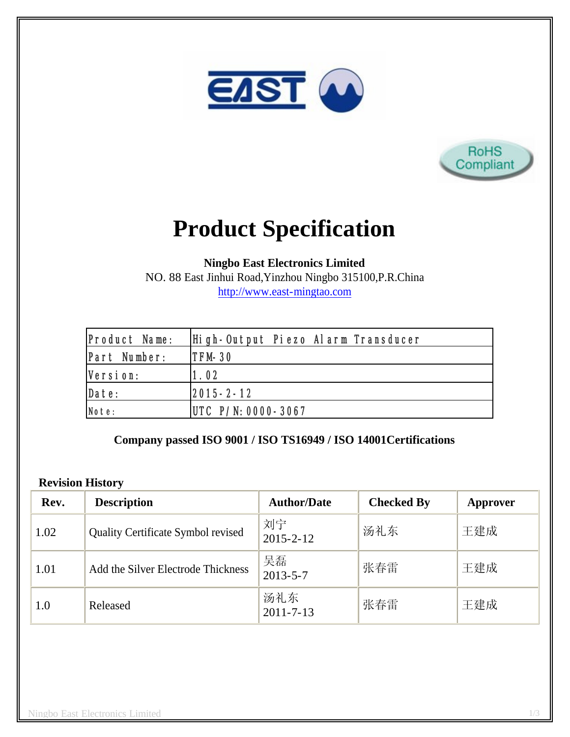EAST

RoHS Compliant

# Product Specification

**Ningbo East Electronics Limited**
NO. 88 East Jinhui Road,Yinzhou Ningbo 315100,P.R.China
http://www.east-mingtao.com

| Product Name: | High-Output Piezo Alarm Transducer |
|---|---|
| Part Number: | TFM-30 |
| Version: | 1.02 |
| Date: | 2015-2-12 |
| Note: | UTC P/N:0000-3067 |

**Company passed ISO 9001 / ISO TS16949 / ISO 14001Certifications**

**Revision History**

| Rev. | Description | Author/Date | Checked By | Approver |
|---|---|---|---|---|
| 1.02 | Quality Certificate Symbol revised | 刘宁 2015-2-12 | 汤礼东 | 王建成 |
| 1.01 | Add the Silver Electrode Thickness | 吴磊 2013-5-7 | 张春雷 | 王建成 |
| 1.0 | Released | 汤礼东 2011-7-13 | 张春雷 | 王建成 |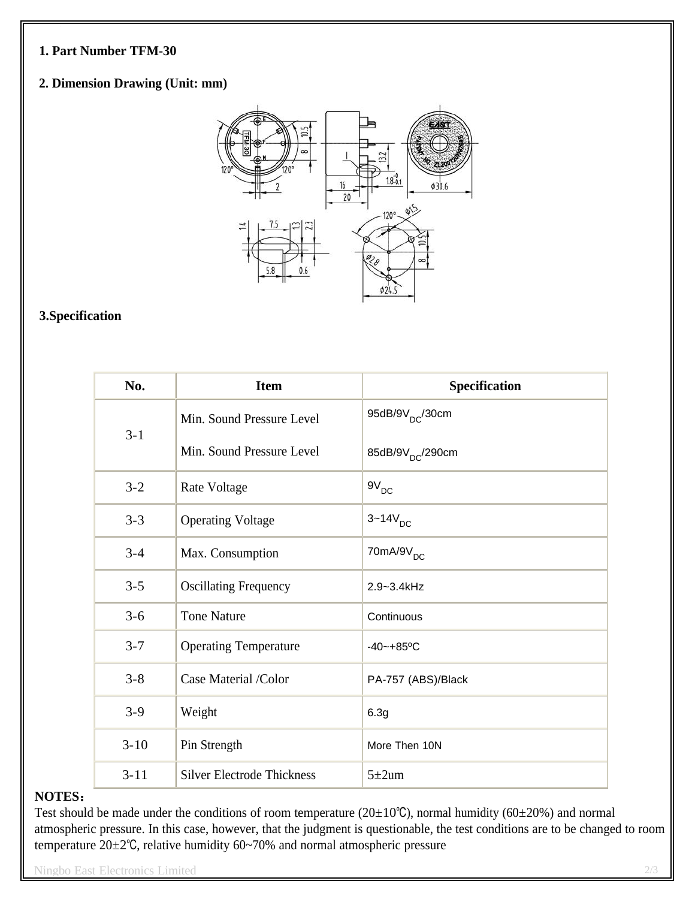**1. Part Number TFM-30**

**2. Dimension Drawing (Unit: mm)**

**3.Specification**

| No. | Item | Specification |
|---|---|---|
| 3-1 | Min. Sound Pressure Level | 95dB/9$V_{DC}$/30cm |
| | Min. Sound Pressure Level | 85dB/9$V_{DC}$/290cm |
| 3-2 | Rate Voltage | 9$V_{DC}$ |
| 3-3 | Operating Voltage | 3~14$V_{DC}$ |
| 3-4 | Max. Consumption | 70mA/9$V_{DC}$ |
| 3-5 | Oscillating Frequency | 2.9~3.4kHz |
| 3-6 | Tone Nature | Continuous |
| 3-7 | Operating Temperature | -40~+85ºC |
| 3-8 | Case Material /Color | PA-757 (ABS)/Black |
| 3-9 | Weight | 6.3g |
| 3-10 | Pin Strength | More Then 10N |
| 3-11 | Silver Electrode Thickness | 5±2um |

**NOTES：**

Test should be made under the conditions of room temperature (20±10℃), normal humidity (60±20%) and normal atmospheric pressure. In this case, however, that the judgment is questionable, the test conditions are to be changed to room temperature 20±2℃, relative humidity 60~70% and normal atmospheric pressure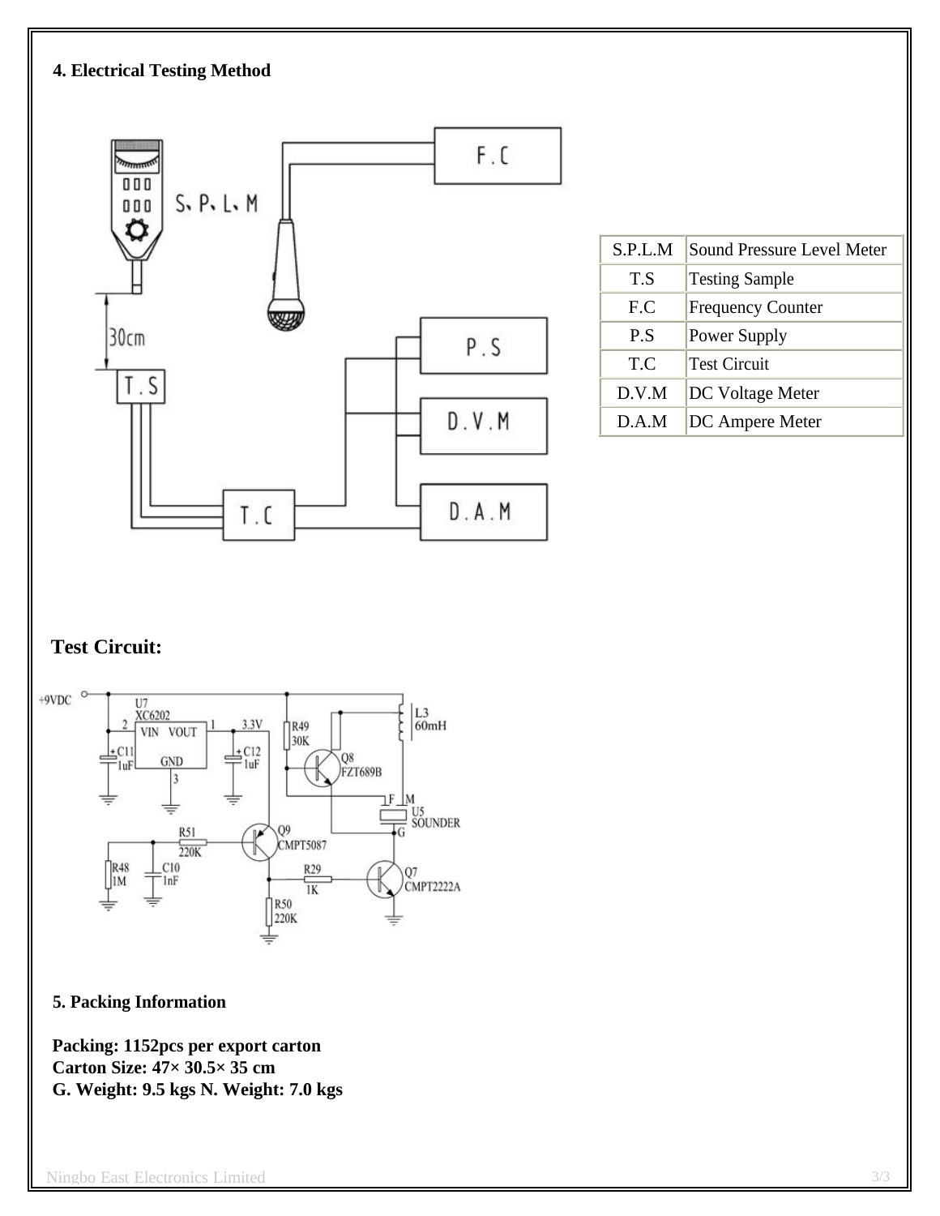### 4. Electrical Testing Method

S、P、L、M

30cm

T.S

F.C

P.S

D.V.M

D.A.M

T.C

| | |
|---|---|
| S.P.L.M | Sound Pressure Level Meter |
| T.S | Testing Sample |
| F.C | Frequency Counter |
| P.S | Power Supply |
| T.C | Test Circuit |
| D.V.M | DC Voltage Meter |
| D.A.M | DC Ampere Meter |

### Test Circuit:

+9VDC

U7 XC6202

VIN VOUT

GND

3.3V

C11 1uF

C12 1uF

R49 30K

L3 60mH

Q8 FZT689B

U5 SOUNDER

F M G

R51 220K

Q9 CMPT5087

R48 1M

C10 1nF

R29 1K

Q7 CMPT2222A

R50 220K

### 5. Packing Information

**Packing: 1152pcs per export carton**
**Carton Size: 47× 30.5× 35 cm**
**G. Weight: 9.5 kgs N. Weight: 7.0 kgs**

Ningbo East Electronics Limited